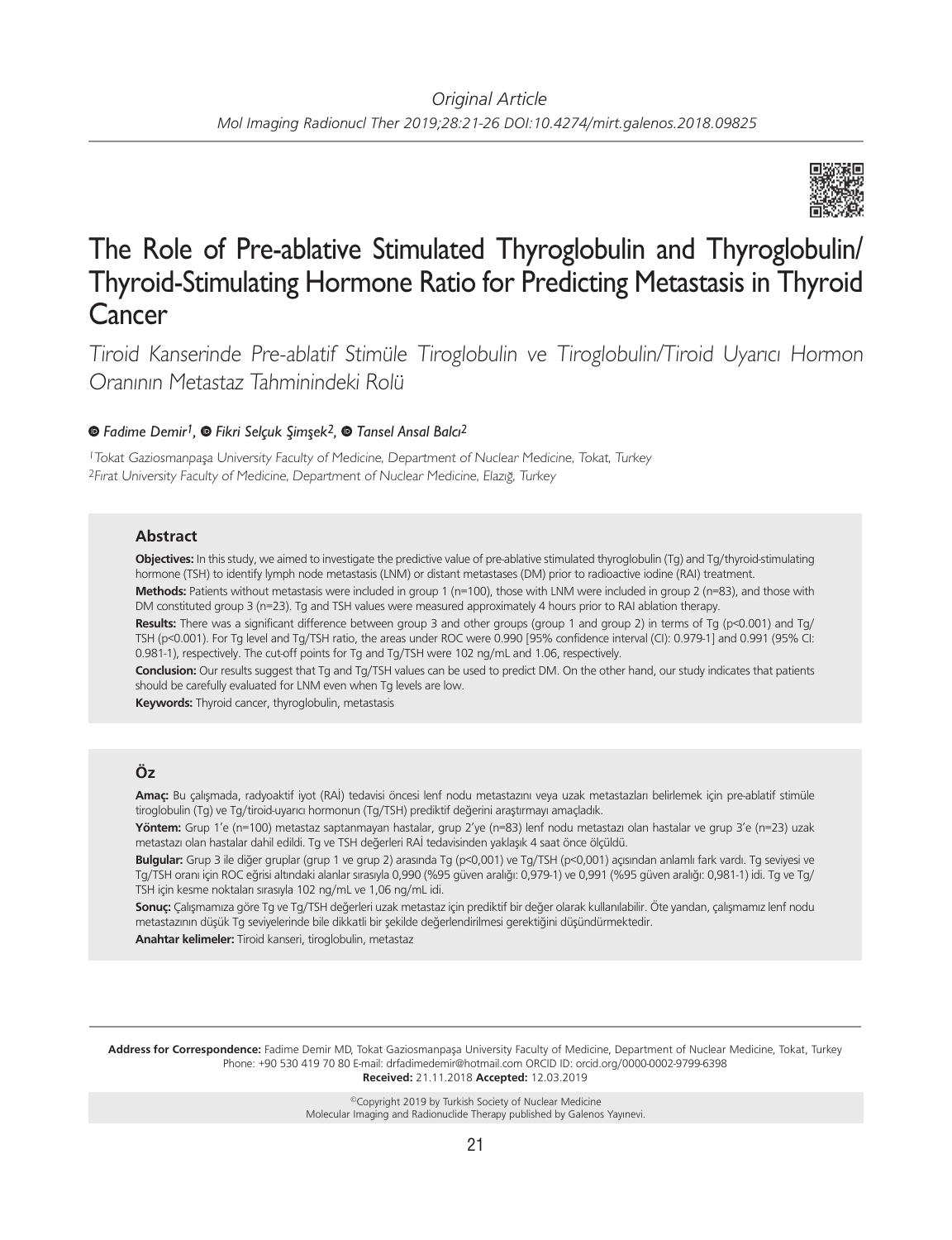Original Article

# The Role of Pre-ablative Stimulated Thyroglobulin and Thyroglobulin/ Thyroid-Stimulating Hormone Ratio for Predicting Metastasis in Thyroid Cancer

*Tiroid Kanserinde Pre-ablatif Stimüle Tiroglobulin ve Tiroglobulin/Tiroid Uyarıcı Hormon Oranının Metastaz Tahminindeki Rolü*

*Fadime Demir[1], Fikri Selçuk Şimşek[2], Tansel Ansal Balcı[2]*

[1]Tokat Gaziosmanpaşa University Faculty of Medicine, Department of Nuclear Medicine, Tokat, Turkey
[2]Fırat University Faculty of Medicine, Department of Nuclear Medicine, Elazığ, Turkey

## Abstract

**Objectives:** In this study, we aimed to investigate the predictive value of pre-ablative stimulated thyroglobulin (Tg) and Tg/thyroid-stimulating hormone (TSH) to identify lymph node metastasis (LNM) or distant metastases (DM) prior to radioactive iodine (RAI) treatment.

**Methods:** Patients without metastasis were included in group 1 (n=100), those with LNM were included in group 2 (n=83), and those with DM constituted group 3 (n=23). Tg and TSH values were measured approximately 4 hours prior to RAI ablation therapy.

**Results:** There was a significant difference between group 3 and other groups (group 1 and group 2) in terms of Tg (p<0.001) and Tg/TSH (p<0.001). For Tg level and Tg/TSH ratio, the areas under ROC were 0.990 [95% confidence interval (CI): 0.979-1] and 0.991 (95% CI: 0.981-1), respectively. The cut-off points for Tg and Tg/TSH were 102 ng/mL and 1.06, respectively.

**Conclusion:** Our results suggest that Tg and Tg/TSH values can be used to predict DM. On the other hand, our study indicates that patients should be carefully evaluated for LNM even when Tg levels are low.

**Keywords:** Thyroid cancer, thyroglobulin, metastasis

## Öz

**Amaç:** Bu çalışmada, radyoaktif iyot (RAİ) tedavisi öncesi lenf nodu metastazını veya uzak metastazları belirlemek için pre-ablatif stimüle tiroglobulin (Tg) ve Tg/tiroid-uyarıcı hormonun (Tg/TSH) prediktif değerini araştırmayı amaçladık.

**Yöntem:** Grup 1'e (n=100) metastaz saptanmayan hastalar, grup 2'ye (n=83) lenf nodu metastazı olan hastalar ve grup 3'e (n=23) uzak metastazı olan hastalar dahil edildi. Tg ve TSH değerleri RAİ tedavisinden yaklaşık 4 saat önce ölçüldü.

**Bulgular:** Grup 3 ile diğer gruplar (grup 1 ve grup 2) arasında Tg (p<0,001) ve Tg/TSH (p<0,001) açısından anlamlı fark vardı. Tg seviyesi ve Tg/TSH oranı için ROC eğrisi altındaki alanlar sırasıyla 0,990 (%95 güven aralığı: 0,979-1) ve 0,991 (%95 güven aralığı: 0,981-1) idi. Tg ve Tg/TSH için kesme noktaları sırasıyla 102 ng/mL ve 1,06 ng/mL idi.

**Sonuç:** Çalışmamıza göre Tg ve Tg/TSH değerleri uzak metastaz için prediktif bir değer olarak kullanılabilir. Öte yandan, çalışmamız lenf nodu metastazının düşük Tg seviyelerinde bile dikkatli bir şekilde değerlendirilmesi gerektiğini düşündürmektedir.

**Anahtar kelimeler:** Tiroid kanseri, tiroglobulin, metastaz

**Address for Correspondence:** Fadime Demir MD, Tokat Gaziosmanpaşa University Faculty of Medicine, Department of Nuclear Medicine, Tokat, Turkey
Phone: +90 530 419 70 80 E-mail: drfadimedemir@hotmail.com ORCID ID: orcid.org/0000-0002-9799-6398
**Received:** 21.11.2018 **Accepted:** 12.03.2019

©Copyright 2019 by Turkish Society of Nuclear Medicine
Molecular Imaging and Radionuclide Therapy published by Galenos Yayınevi.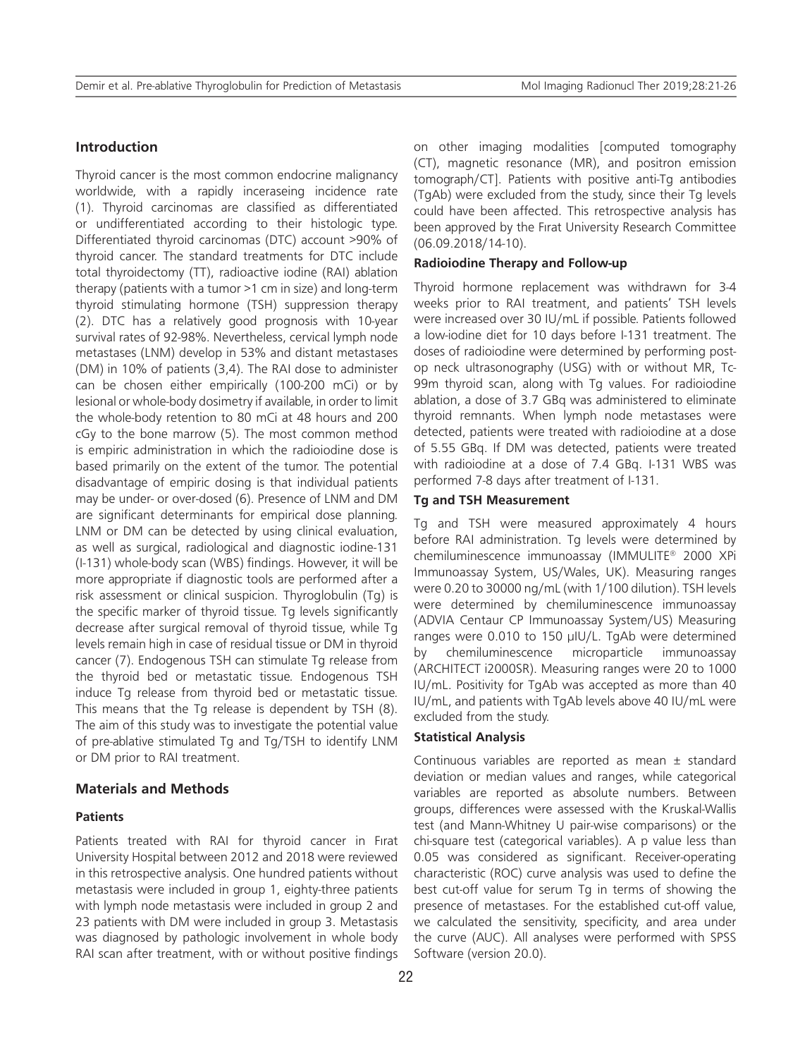## Introduction

Thyroid cancer is the most common endocrine malignancy worldwide, with a rapidly inceraseing incidence rate (1). Thyroid carcinomas are classified as differentiated or undifferentiated according to their histologic type. Differentiated thyroid carcinomas (DTC) account >90% of thyroid cancer. The standard treatments for DTC include total thyroidectomy (TT), radioactive iodine (RAI) ablation therapy (patients with a tumor >1 cm in size) and long-term thyroid stimulating hormone (TSH) suppression therapy (2). DTC has a relatively good prognosis with 10-year survival rates of 92-98%. Nevertheless, cervical lymph node metastases (LNM) develop in 53% and distant metastases (DM) in 10% of patients (3,4). The RAI dose to administer can be chosen either empirically (100-200 mCi) or by lesional or whole-body dosimetry if available, in order to limit the whole-body retention to 80 mCi at 48 hours and 200 cGy to the bone marrow (5). The most common method is empiric administration in which the radioiodine dose is based primarily on the extent of the tumor. The potential disadvantage of empiric dosing is that individual patients may be under- or over-dosed (6). Presence of LNM and DM are significant determinants for empirical dose planning. LNM or DM can be detected by using clinical evaluation, as well as surgical, radiological and diagnostic iodine-131 (I-131) whole-body scan (WBS) findings. However, it will be more appropriate if diagnostic tools are performed after a risk assessment or clinical suspicion. Thyroglobulin (Tg) is the specific marker of thyroid tissue. Tg levels significantly decrease after surgical removal of thyroid tissue, while Tg levels remain high in case of residual tissue or DM in thyroid cancer (7). Endogenous TSH can stimulate Tg release from the thyroid bed or metastatic tissue. Endogenous TSH induce Tg release from thyroid bed or metastatic tissue. This means that the Tg release is dependent by TSH (8). The aim of this study was to investigate the potential value of pre-ablative stimulated Tg and Tg/TSH to identify LNM or DM prior to RAI treatment.

## Materials and Methods

### Patients

Patients treated with RAI for thyroid cancer in Fırat University Hospital between 2012 and 2018 were reviewed in this retrospective analysis. One hundred patients without metastasis were included in group 1, eighty-three patients with lymph node metastasis were included in group 2 and 23 patients with DM were included in group 3. Metastasis was diagnosed by pathologic involvement in whole body RAI scan after treatment, with or without positive findings on other imaging modalities [computed tomography (CT), magnetic resonance (MR), and positron emission tomograph/CT]. Patients with positive anti-Tg antibodies (TgAb) were excluded from the study, since their Tg levels could have been affected. This retrospective analysis has been approved by the Fırat University Research Committee (06.09.2018/14-10).

### Radioiodine Therapy and Follow-up

Thyroid hormone replacement was withdrawn for 3-4 weeks prior to RAI treatment, and patients' TSH levels were increased over 30 IU/mL if possible. Patients followed a low-iodine diet for 10 days before I-131 treatment. The doses of radioiodine were determined by performing post-op neck ultrasonography (USG) with or without MR, Tc-99m thyroid scan, along with Tg values. For radioiodine ablation, a dose of 3.7 GBq was administered to eliminate thyroid remnants. When lymph node metastases were detected, patients were treated with radioiodine at a dose of 5.55 GBq. If DM was detected, patients were treated with radioiodine at a dose of 7.4 GBq. I-131 WBS was performed 7-8 days after treatment of I-131.

### Tg and TSH Measurement

Tg and TSH were measured approximately 4 hours before RAI administration. Tg levels were determined by chemiluminescence immunoassay (IMMULITE® 2000 XPi Immunoassay System, US/Wales, UK). Measuring ranges were 0.20 to 30000 ng/mL (with 1/100 dilution). TSH levels were determined by chemiluminescence immunoassay (ADVIA Centaur CP Immunoassay System/US) Measuring ranges were 0.010 to 150 µIU/L. TgAb were determined by chemiluminescence microparticle immunoassay (ARCHITECT i2000SR). Measuring ranges were 20 to 1000 IU/mL. Positivity for TgAb was accepted as more than 40 IU/mL, and patients with TgAb levels above 40 IU/mL were excluded from the study.

### Statistical Analysis

Continuous variables are reported as mean ± standard deviation or median values and ranges, while categorical variables are reported as absolute numbers. Between groups, differences were assessed with the Kruskal-Wallis test (and Mann-Whitney U pair-wise comparisons) or the chi-square test (categorical variables). A p value less than 0.05 was considered as significant. Receiver-operating characteristic (ROC) curve analysis was used to define the best cut-off value for serum Tg in terms of showing the presence of metastases. For the established cut-off value, we calculated the sensitivity, specificity, and area under the curve (AUC). All analyses were performed with SPSS Software (version 20.0).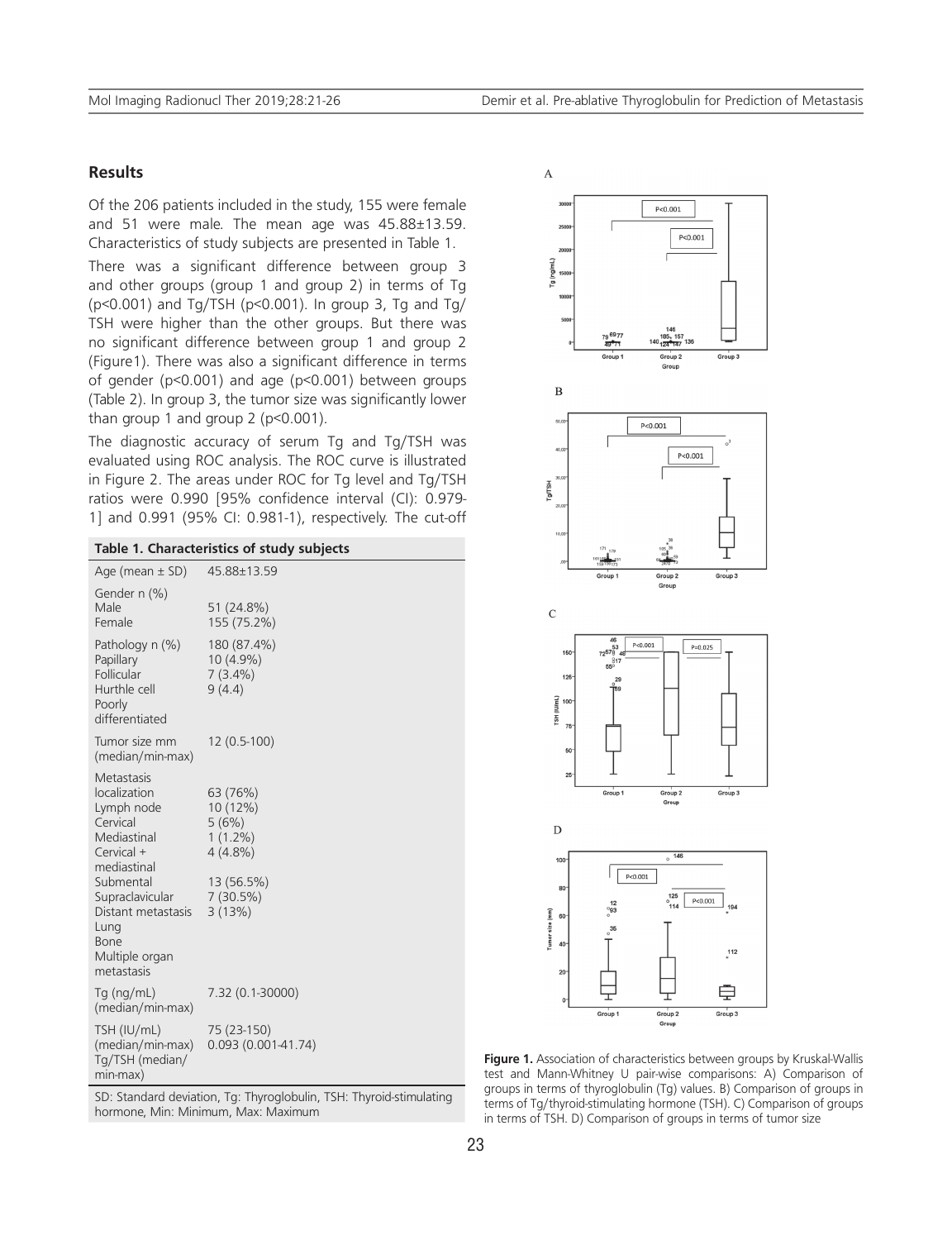## Results

Of the 206 patients included in the study, 155 were female and 51 were male. The mean age was 45.88±13.59. Characteristics of study subjects are presented in Table 1.

There was a significant difference between group 3 and other groups (group 1 and group 2) in terms of Tg (p<0.001) and Tg/TSH (p<0.001). In group 3, Tg and Tg/TSH were higher than the other groups. But there was no significant difference between group 1 and group 2 (Figure1). There was also a significant difference in terms of gender (p<0.001) and age (p<0.001) between groups (Table 2). In group 3, the tumor size was significantly lower than group 1 and group 2 (p<0.001).

The diagnostic accuracy of serum Tg and Tg/TSH was evaluated using ROC analysis. The ROC curve is illustrated in Figure 2. The areas under ROC for Tg level and Tg/TSH ratios were 0.990 [95% confidence interval (CI): 0.979-1] and 0.991 (95% CI: 0.981-1), respectively. The cut-off

**Table 1. Characteristics of study subjects**

| | |
|---|---|
| Age (mean ± SD) | 45.88±13.59 |
| Gender n (%) | |
| Male | 51 (24.8%) |
| Female | 155 (75.2%) |
| Pathology n (%) | 180 (87.4%) |
| Papillary | 10 (4.9%) |
| Follicular | 7 (3.4%) |
| Hurthle cell | 9 (4.4) |
| Poorly differentiated | |
| Tumor size mm (median/min-max) | 12 (0.5-100) |
| Metastasis localization | 63 (76%) |
| Lymph node | 10 (12%) |
| Cervical | 5 (6%) |
| Mediastinal | 1 (1.2%) |
| Cervical + mediastinal | 4 (4.8%) |
| Submental | 13 (56.5%) |
| Supraclavicular | 7 (30.5%) |
| Distant metastasis | 3 (13%) |
| Lung | |
| Bone | |
| Multiple organ metastasis | |
| Tg (ng/mL) (median/min-max) | 7.32 (0.1-30000) |
| TSH (IU/mL) (median/min-max) | 75 (23-150) |
| Tg/TSH (median/ min-max) | 0.093 (0.001-41.74) |

SD: Standard deviation, Tg: Thyroglobulin, TSH: Thyroid-stimulating hormone, Min: Minimum, Max: Maximum

**Figure 1.** Association of characteristics between groups by Kruskal-Wallis test and Mann-Whitney U pair-wise comparisons: A) Comparison of groups in terms of thyroglobulin (Tg) values. B) Comparison of groups in terms of Tg/thyroid-stimulating hormone (TSH). C) Comparison of groups in terms of TSH. D) Comparison of groups in terms of tumor size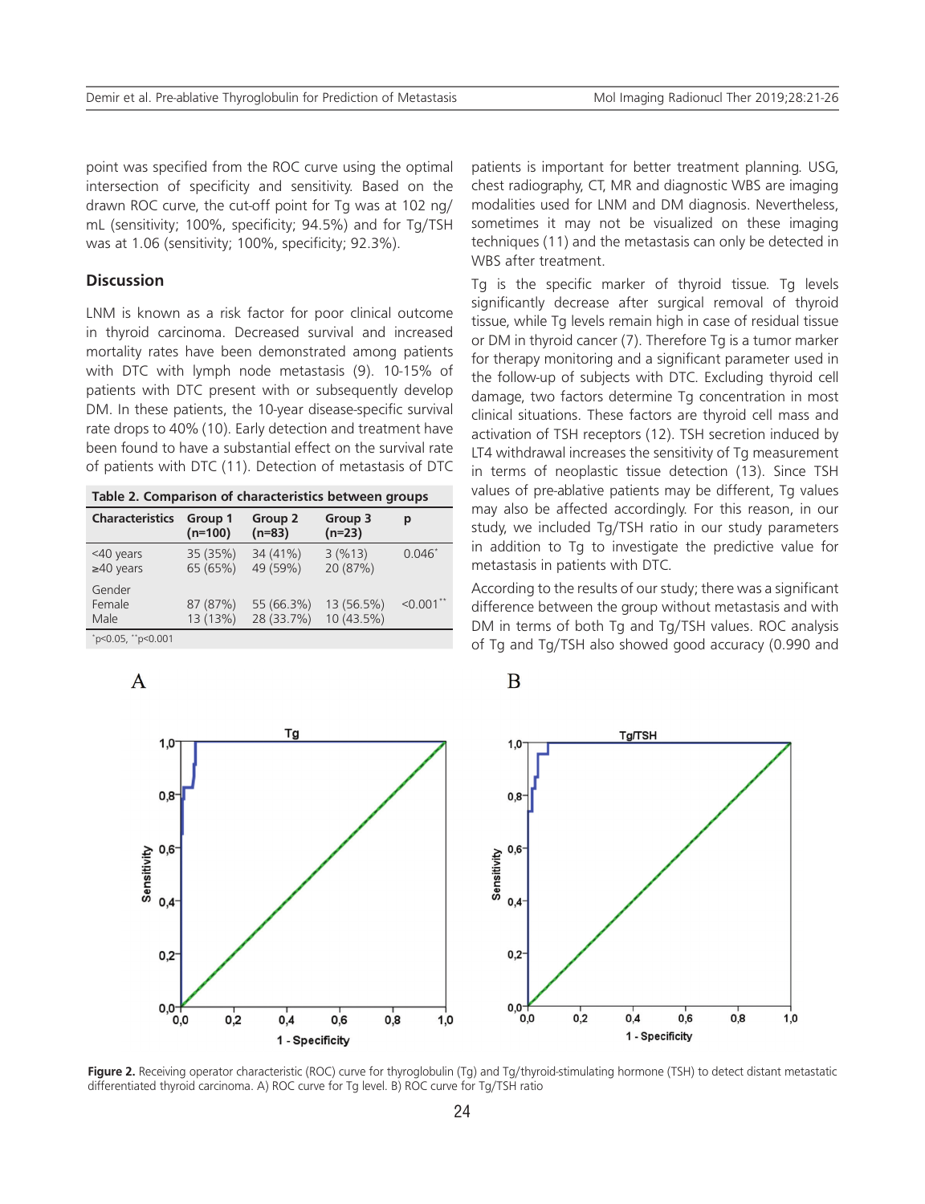point was specified from the ROC curve using the optimal intersection of specificity and sensitivity. Based on the drawn ROC curve, the cut-off point for Tg was at 102 ng/mL (sensitivity; 100%, specificity; 94.5%) and for Tg/TSH was at 1.06 (sensitivity; 100%, specificity; 92.3%).

## Discussion

LNM is known as a risk factor for poor clinical outcome in thyroid carcinoma. Decreased survival and increased mortality rates have been demonstrated among patients with DTC with lymph node metastasis (9). 10-15% of patients with DTC present with or subsequently develop DM. In these patients, the 10-year disease-specific survival rate drops to 40% (10). Early detection and treatment have been found to have a substantial effect on the survival rate of patients with DTC (11). Detection of metastasis of DTC patients is important for better treatment planning. USG, chest radiography, CT, MR and diagnostic WBS are imaging modalities used for LNM and DM diagnosis. Nevertheless, sometimes it may not be visualized on these imaging techniques (11) and the metastasis can only be detected in WBS after treatment.

**Table 2. Comparison of characteristics between groups**

| Characteristics | Group 1 (n=100) | Group 2 (n=83) | Group 3 (n=23) | p |
|---|---|---|---|---|
| <40 years | 35 (35%) | 34 (41%) | 3 (%13) | 0.046* |
| ≥40 years | 65 (65%) | 49 (59%) | 20 (87%) | |
| Gender | | | | |
| Female | 87 (87%) | 55 (66.3%) | 13 (56.5%) | <0.001** |
| Male | 13 (13%) | 28 (33.7%) | 10 (43.5%) | |

*p<0.05, **p<0.001

Tg is the specific marker of thyroid tissue. Tg levels significantly decrease after surgical removal of thyroid tissue, while Tg levels remain high in case of residual tissue or DM in thyroid cancer (7). Therefore Tg is a tumor marker for therapy monitoring and a significant parameter used in the follow-up of subjects with DTC. Excluding thyroid cell damage, two factors determine Tg concentration in most clinical situations. These factors are thyroid cell mass and activation of TSH receptors (12). TSH secretion induced by LT4 withdrawal increases the sensitivity of Tg measurement in terms of neoplastic tissue detection (13). Since TSH values of pre-ablative patients may be different, Tg values may also be affected accordingly. For this reason, in our study, we included Tg/TSH ratio in our study parameters in addition to Tg to investigate the predictive value for metastasis in patients with DTC.

According to the results of our study; there was a significant difference between the group without metastasis and with DM in terms of both Tg and Tg/TSH values. ROC analysis of Tg and Tg/TSH also showed good accuracy (0.990 and

**Figure 2.** Receiving operator characteristic (ROC) curve for thyroglobulin (Tg) and Tg/thyroid-stimulating hormone (TSH) to detect distant metastatic differentiated thyroid carcinoma. A) ROC curve for Tg level. B) ROC curve for Tg/TSH ratio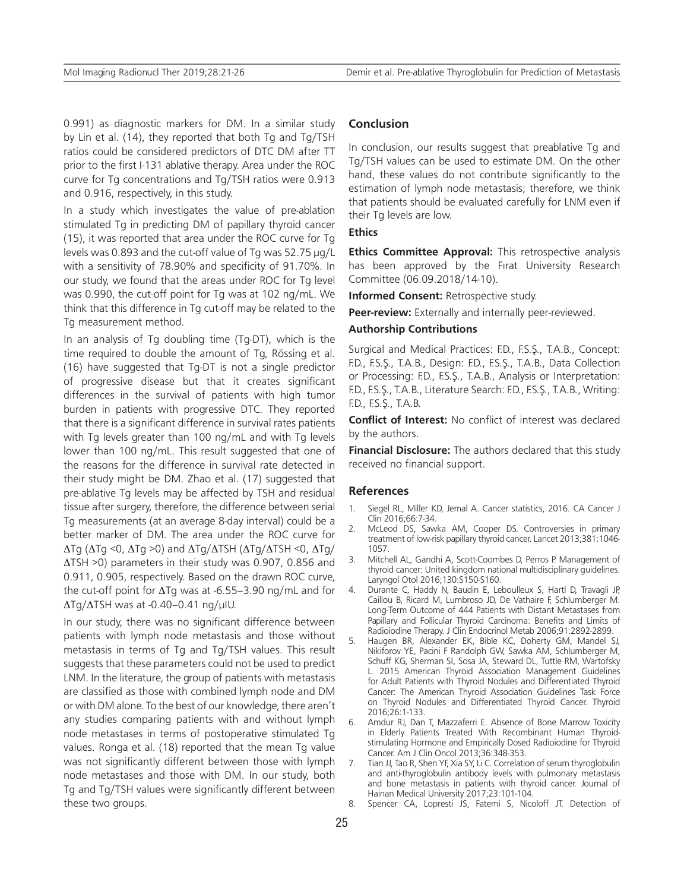0.991) as diagnostic markers for DM. In a similar study by Lin et al. (14), they reported that both Tg and Tg/TSH ratios could be considered predictors of DTC DM after TT prior to the first I-131 ablative therapy. Area under the ROC curve for Tg concentrations and Tg/TSH ratios were 0.913 and 0.916, respectively, in this study.

In a study which investigates the value of pre-ablation stimulated Tg in predicting DM of papillary thyroid cancer (15), it was reported that area under the ROC curve for Tg levels was 0.893 and the cut-off value of Tg was 52.75 μg/L with a sensitivity of 78.90% and specificity of 91.70%. In our study, we found that the areas under ROC for Tg level was 0.990, the cut-off point for Tg was at 102 ng/mL. We think that this difference in Tg cut-off may be related to the Tg measurement method.

In an analysis of Tg doubling time (Tg-DT), which is the time required to double the amount of Tg, Rössing et al. (16) have suggested that Tg-DT is not a single predictor of progressive disease but that it creates significant differences in the survival of patients with high tumor burden in patients with progressive DTC. They reported that there is a significant difference in survival rates patients with Tg levels greater than 100 ng/mL and with Tg levels lower than 100 ng/mL. This result suggested that one of the reasons for the difference in survival rate detected in their study might be DM. Zhao et al. (17) suggested that pre-ablative Tg levels may be affected by TSH and residual tissue after surgery, therefore, the difference between serial Tg measurements (at an average 8-day interval) could be a better marker of DM. The area under the ROC curve for ΔTg (ΔTg <0, ΔTg >0) and ΔTg/ΔTSH (ΔTg/ΔTSH <0, ΔTg/ΔTSH >0) parameters in their study was 0.907, 0.856 and 0.911, 0.905, respectively. Based on the drawn ROC curve, the cut-off point for ΔTg was at -6.55–3.90 ng/mL and for ΔTg/ΔTSH was at -0.40–0.41 ng/μIU.

In our study, there was no significant difference between patients with lymph node metastasis and those without metastasis in terms of Tg and Tg/TSH values. This result suggests that these parameters could not be used to predict LNM. In the literature, the group of patients with metastasis are classified as those with combined lymph node and DM or with DM alone. To the best of our knowledge, there aren't any studies comparing patients with and without lymph node metastases in terms of postoperative stimulated Tg values. Ronga et al. (18) reported that the mean Tg value was not significantly different between those with lymph node metastases and those with DM. In our study, both Tg and Tg/TSH values were significantly different between these two groups.

## Conclusion

In conclusion, our results suggest that preablative Tg and Tg/TSH values can be used to estimate DM. On the other hand, these values do not contribute significantly to the estimation of lymph node metastasis; therefore, we think that patients should be evaluated carefully for LNM even if their Tg levels are low.

### Ethics

**Ethics Committee Approval:** This retrospective analysis has been approved by the Fırat University Research Committee (06.09.2018/14-10).

**Informed Consent:** Retrospective study.

**Peer-review:** Externally and internally peer-reviewed.

### Authorship Contributions

Surgical and Medical Practices: F.D., F.S.Ş., T.A.B., Concept: F.D., F.S.Ş., T.A.B., Design: F.D., F.S.Ş., T.A.B., Data Collection or Processing: F.D., F.S.Ş., T.A.B., Analysis or Interpretation: F.D., F.S.Ş., T.A.B., Literature Search: F.D., F.S.Ş., T.A.B., Writing: F.D., F.S.Ş., T.A.B.

**Conflict of Interest:** No conflict of interest was declared by the authors.

**Financial Disclosure:** The authors declared that this study received no financial support.

## References

1. Siegel RL, Miller KD, Jemal A. Cancer statistics, 2016. CA Cancer J Clin 2016;66:7-34.
2. McLeod DS, Sawka AM, Cooper DS. Controversies in primary treatment of low-risk papillary thyroid cancer. Lancet 2013;381:1046-1057.
3. Mitchell AL, Gandhi A, Scott-Coombes D, Perros P. Management of thyroid cancer: United kingdom national multidisciplinary guidelines. Laryngol Otol 2016;130:S150-S160.
4. Durante C, Haddy N, Baudin E, Leboulleux S, Hartl D, Travagli JP, Caillou B, Ricard M, Lumbroso JD, De Vathaire F, Schlumberger M. Long-Term Outcome of 444 Patients with Distant Metastases from Papillary and Follicular Thyroid Carcinoma: Benefits and Limits of Radioiodine Therapy. J Clin Endocrinol Metab 2006;91:2892-2899.
5. Haugen BR, Alexander EK, Bible KC, Doherty GM, Mandel SJ, Nikiforov YE, Pacini F Randolph GW, Sawka AM, Schlumberger M, Schuff KG, Sherman SI, Sosa JA, Steward DL, Tuttle RM, Wartofsky L. 2015 American Thyroid Association Management Guidelines for Adult Patients with Thyroid Nodules and Differentiated Thyroid Cancer: The American Thyroid Association Guidelines Task Force on Thyroid Nodules and Differentiated Thyroid Cancer. Thyroid 2016;26:1-133.
6. Amdur RJ, Dan T, Mazzaferri E. Absence of Bone Marrow Toxicity in Elderly Patients Treated With Recombinant Human Thyroid-stimulating Hormone and Empirically Dosed Radioiodine for Thyroid Cancer. Am J Clin Oncol 2013;36:348-353.
7. Tian JJ, Tao R, Shen YF, Xia SY, Li C. Correlation of serum thyroglobulin and anti-thyroglobulin antibody levels with pulmonary metastasis and bone metastasis in patients with thyroid cancer. Journal of Hainan Medical University 2017;23:101-104.
8. Spencer CA, Lopresti JS, Fatemi S, Nicoloff JT. Detection of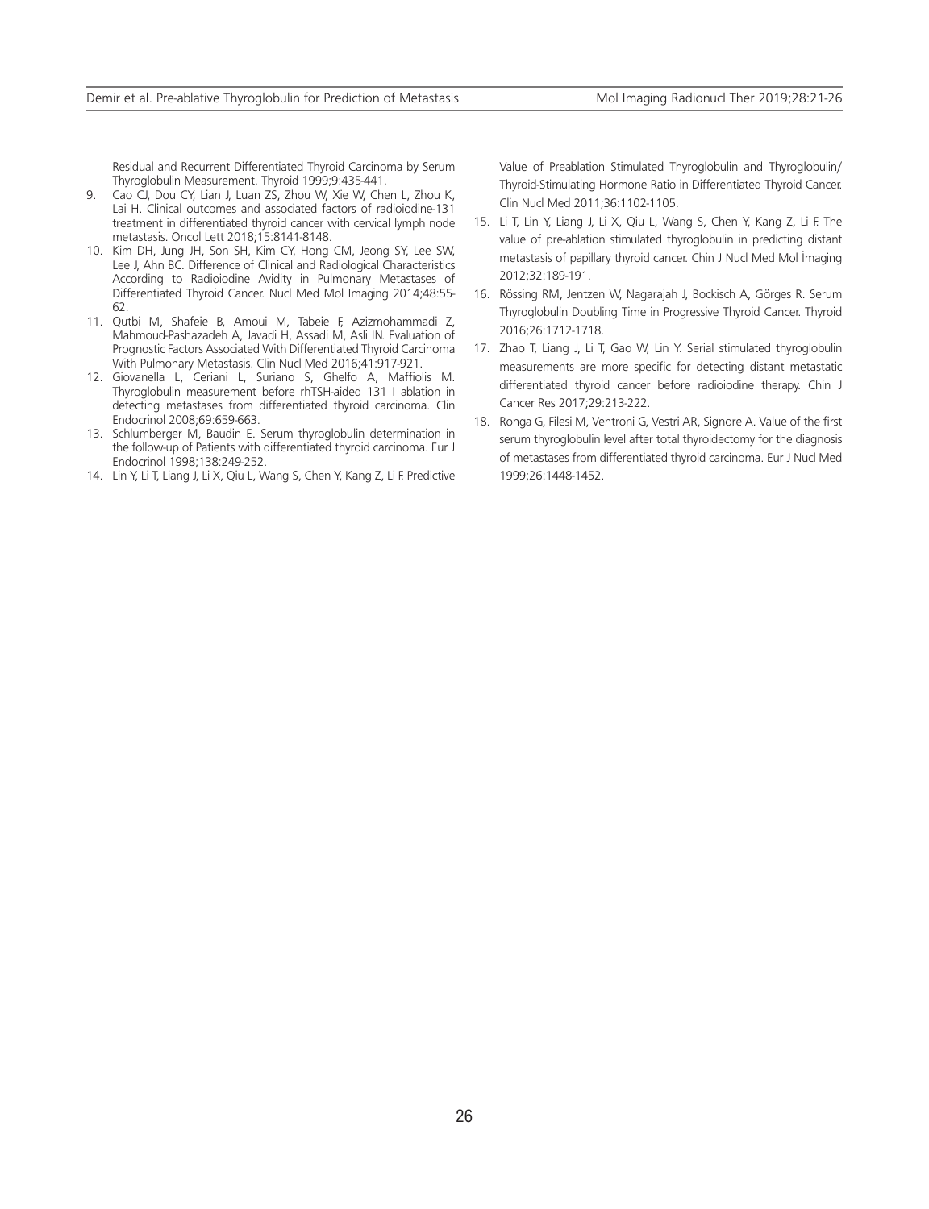Residual and Recurrent Differentiated Thyroid Carcinoma by Serum Thyroglobulin Measurement. Thyroid 1999;9:435-441.

9. Cao CJ, Dou CY, Lian J, Luan ZS, Zhou W, Xie W, Chen L, Zhou K, Lai H. Clinical outcomes and associated factors of radioiodine-131 treatment in differentiated thyroid cancer with cervical lymph node metastasis. Oncol Lett 2018;15:8141-8148.
10. Kim DH, Jung JH, Son SH, Kim CY, Hong CM, Jeong SY, Lee SW, Lee J, Ahn BC. Difference of Clinical and Radiological Characteristics According to Radioiodine Avidity in Pulmonary Metastases of Differentiated Thyroid Cancer. Nucl Med Mol Imaging 2014;48:55-62.
11. Qutbi M, Shafeie B, Amoui M, Tabeie F, Azizmohammadi Z, Mahmoud-Pashazadeh A, Javadi H, Assadi M, Asli IN. Evaluation of Prognostic Factors Associated With Differentiated Thyroid Carcinoma With Pulmonary Metastasis. Clin Nucl Med 2016;41:917-921.
12. Giovanella L, Ceriani L, Suriano S, Ghelfo A, Maffiolis M. Thyroglobulin measurement before rhTSH-aided 131 I ablation in detecting metastases from differentiated thyroid carcinoma. Clin Endocrinol 2008;69:659-663.
13. Schlumberger M, Baudin E. Serum thyroglobulin determination in the follow-up of Patients with differentiated thyroid carcinoma. Eur J Endocrinol 1998;138:249-252.
14. Lin Y, Li T, Liang J, Li X, Qiu L, Wang S, Chen Y, Kang Z, Li F. Predictive Value of Preablation Stimulated Thyroglobulin and Thyroglobulin/Thyroid-Stimulating Hormone Ratio in Differentiated Thyroid Cancer. Clin Nucl Med 2011;36:1102-1105.
15. Li T, Lin Y, Liang J, Li X, Qiu L, Wang S, Chen Y, Kang Z, Li F. The value of pre-ablation stimulated thyroglobulin in predicting distant metastasis of papillary thyroid cancer. Chin J Nucl Med Mol İmaging 2012;32:189-191.
16. Rössing RM, Jentzen W, Nagarajah J, Bockisch A, Görges R. Serum Thyroglobulin Doubling Time in Progressive Thyroid Cancer. Thyroid 2016;26:1712-1718.
17. Zhao T, Liang J, Li T, Gao W, Lin Y. Serial stimulated thyroglobulin measurements are more specific for detecting distant metastatic differentiated thyroid cancer before radioiodine therapy. Chin J Cancer Res 2017;29:213-222.
18. Ronga G, Filesi M, Ventroni G, Vestri AR, Signore A. Value of the first serum thyroglobulin level after total thyroidectomy for the diagnosis of metastases from differentiated thyroid carcinoma. Eur J Nucl Med 1999;26:1448-1452.